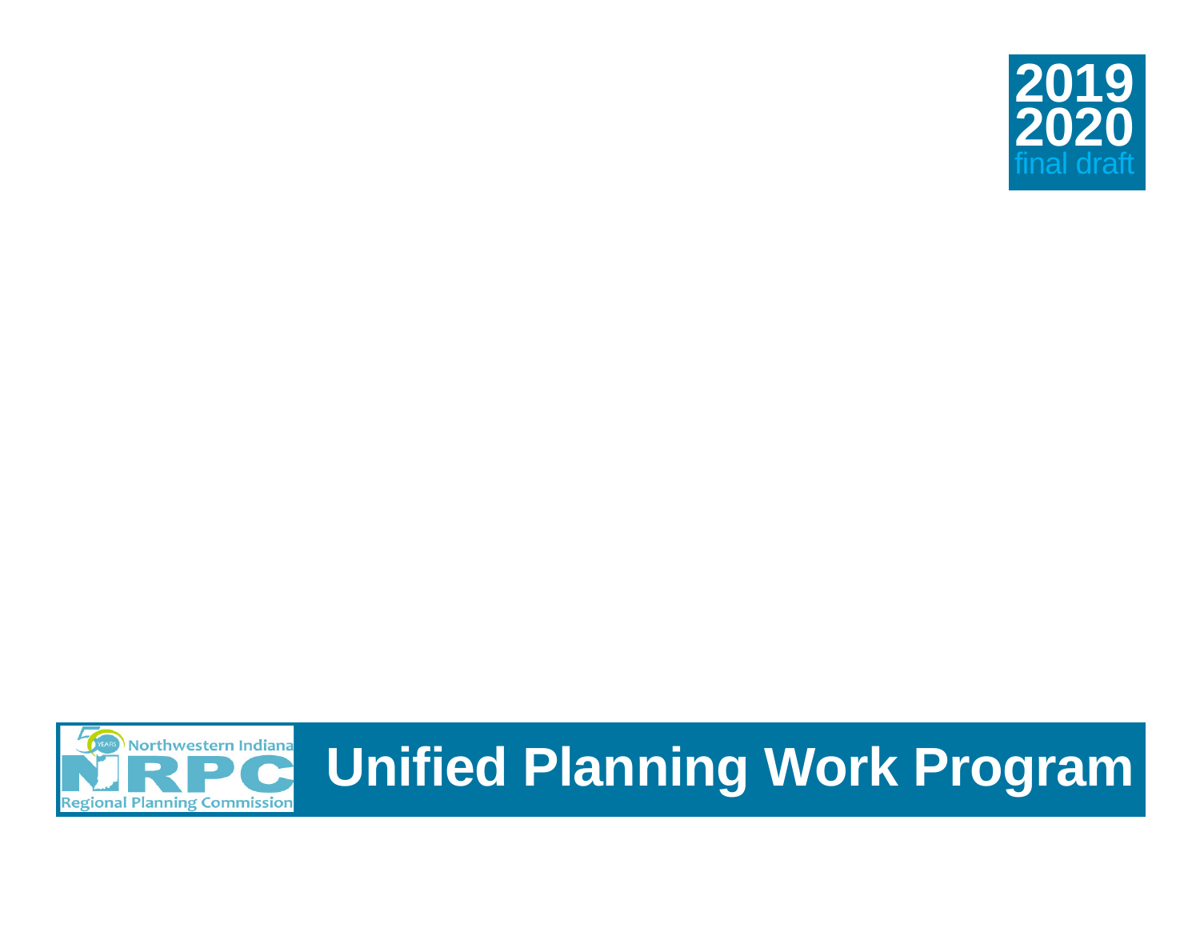**2019**
**2020**
final draft

Northwestern Indiana
NIRPC
Regional Planning Commission

# Unified Planning Work Program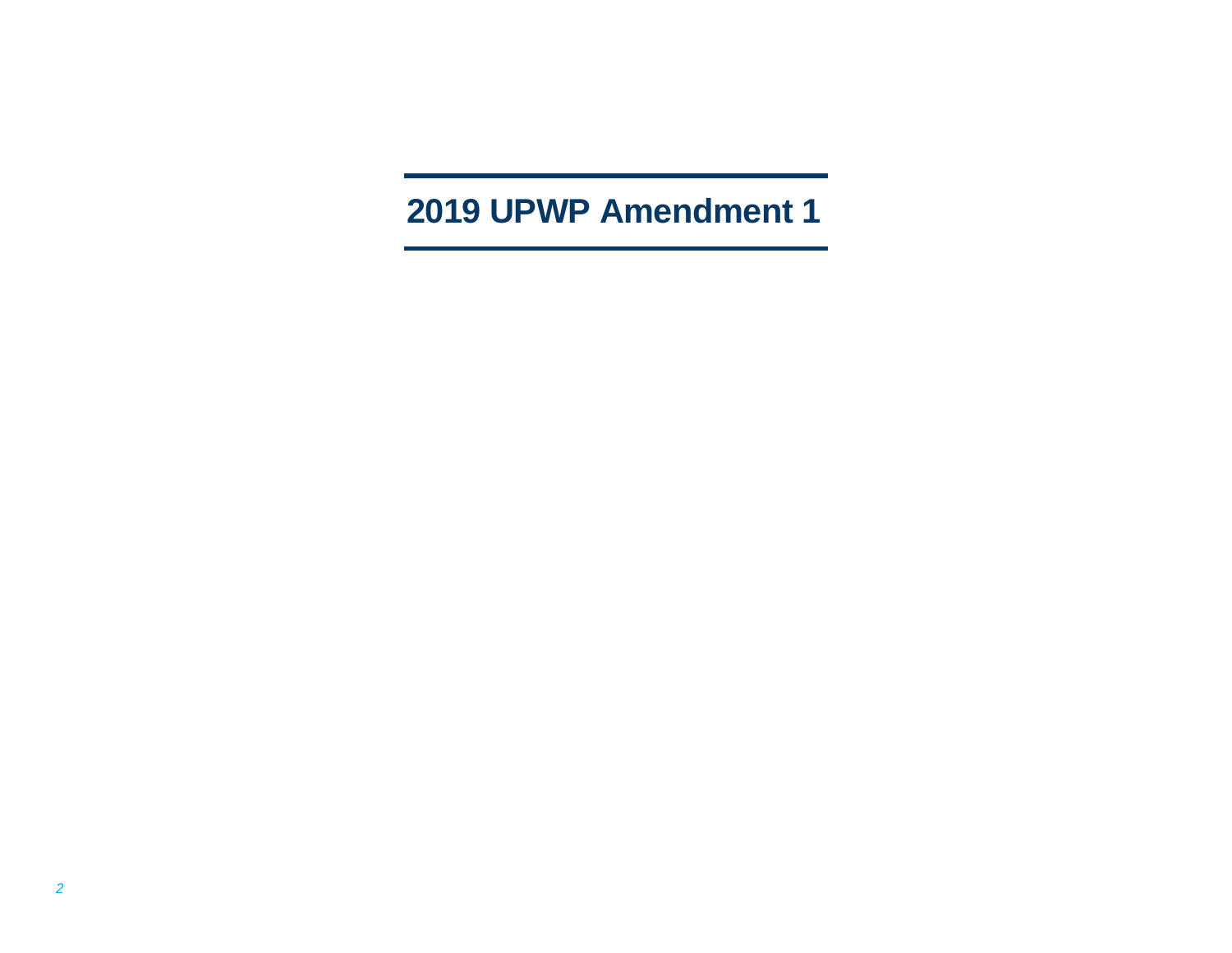# 2019 UPWP Amendment 1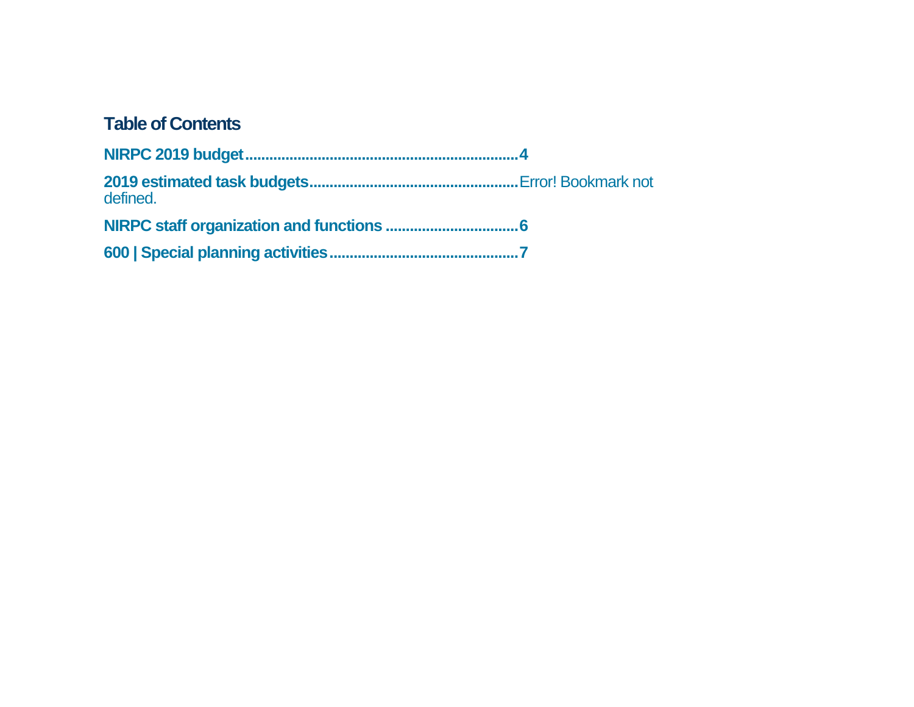## Table of Contents

**NIRPC 2019 budget....................................................................4**

**2019 estimated task budgets....................................................**Error! Bookmark not defined.

**NIRPC staff organization and functions ................................6**

**600 | Special planning activities..............................................7**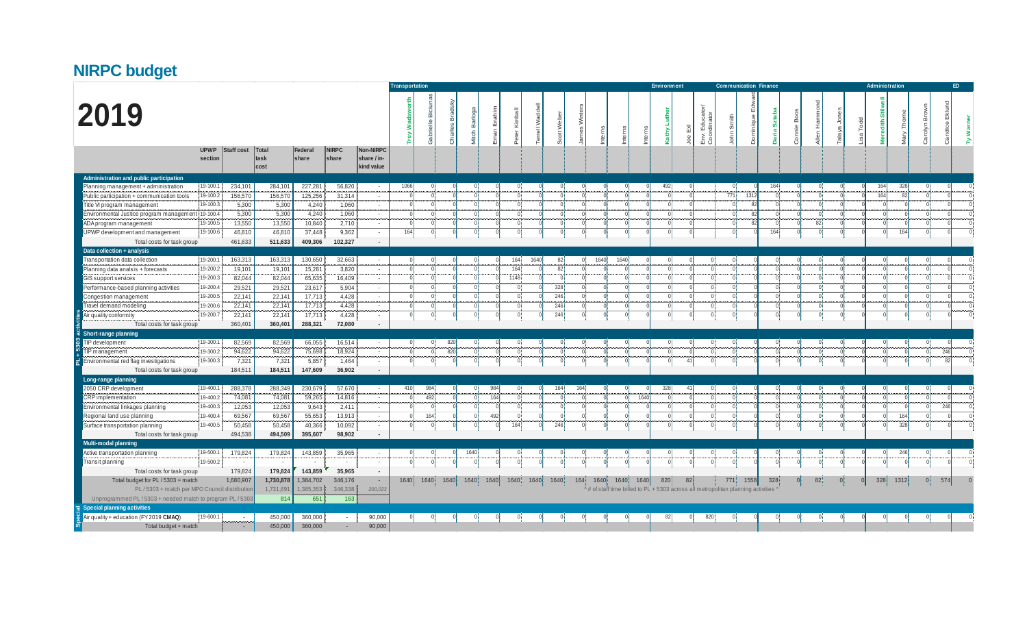# NIRPC budget

## 2019

PL + 5303 activities

| | UPWP section | Staff cost | Total task cost | Federal share | NIRPC share | Non-NIRPC share / in-kind value | Transportation: Trey Wadsworth | Gabrielle Biciunas | Charles Bradsky | Mitch Barloga | Eman Ibrahim | Peter Kimball | Terrell Waddell | Scott Weber | James Winters | Interns | Interns | Interns | Environment: Kathy Luther | Joe Exl | Env. Educator/ Coordinator | Communication: John Smith | Dominique Edwards | Finance: Daria Sztaba | Connie Boos | Allen Hammond | Talaya Jones | Lisa Todd | Administration: Meredith Stilwell | Mary Thorne | Carolyn Brown | Candice Eklund | ED: Ty Warner |
|---|---|---|---|---|---|---|---|---|---|---|---|---|---|---|---|---|---|---|---|---|---|---|---|---|---|---|---|---|---|---|---|---|---|
| **Administration and public participation** | | | | | | | | | | | | | | | | | | | | | | | | | | | | | | | | | |
| Planning management + administration | 19-100.1 | 234,101 | 284,101 | 227,281 | 56,820 | - | 1066 | 0 | 0 | 0 | 0 | 0 | 0 | 0 | 0 | 0 | 0 | 0 | 492 | 0 | | 0 | 0 | 164 | 0 | 0 | 0 | 0 | 164 | 328 | 0 | 0 | 0 |
| Public participation + communication tools | 19-100.2 | 156,570 | 156,570 | 125,256 | 31,314 | - | 0 | 0 | 0 | 0 | 0 | 0 | 0 | 0 | 0 | 0 | 0 | 0 | 0 | 0 | | 771 | 1312 | 0 | 0 | 0 | 0 | 0 | 164 | 82 | 0 | 0 | 0 |
| Title VI program management | 19-100.3 | 5,300 | 5,300 | 4,240 | 1,060 | - | 0 | 0 | 0 | 0 | 0 | 0 | 0 | 0 | 0 | 0 | 0 | 0 | 0 | 0 | | 0 | 82 | 0 | 0 | 0 | 0 | 0 | 0 | 0 | 0 | 0 | 0 |
| Environmental Justice program management | 19-100.4 | 5,300 | 5,300 | 4,240 | 1,060 | - | 0 | 0 | 0 | 0 | 0 | 0 | 0 | 0 | 0 | 0 | 0 | 0 | 0 | 0 | | 0 | 82 | 0 | 0 | 0 | 0 | 0 | 0 | 0 | 0 | 0 | 0 |
| ADA program management | 19-100.5 | 13,550 | 13,550 | 10,840 | 2,710 | - | 0 | 0 | 0 | 0 | 0 | 0 | 0 | 0 | 0 | 0 | 0 | 0 | 0 | 0 | | 0 | 82 | 0 | 0 | 82 | 0 | 0 | 0 | 0 | 0 | 0 | 0 |
| UPWP development and management | 19-100.6 | 46,810 | 46,810 | 37,448 | 9,362 | - | 164 | 0 | 0 | 0 | 0 | 0 | 0 | 0 | 0 | 0 | 0 | 0 | 0 | 0 | | 0 | 0 | 164 | 0 | 0 | 0 | 0 | 0 | 164 | 0 | 0 | 0 |
| Total costs for task group | | 461,633 | 511,633 | 409,306 | 102,327 | - | | | | | | | | | | | | | | | | | | | | | | | | | | | |
| **Data collection + analysis** | | | | | | | | | | | | | | | | | | | | | | | | | | | | | | | | | |
| Transportation data collection | 19-200.1 | 163,313 | 163,313 | 130,650 | 32,663 | - | 0 | 0 | 0 | 0 | 0 | 164 | 1640 | 82 | 0 | 1640 | 1640 | 0 | 0 | 0 | 0 | 0 | 0 | 0 | 0 | 0 | 0 | 0 | 0 | 0 | 0 | 0 | 0 |
| Planning data analsis + forecasts | 19-200.2 | 19,101 | 19,101 | 15,281 | 3,820 | - | 0 | 0 | 0 | 0 | 0 | 164 | 0 | 82 | 0 | 0 | 0 | 0 | 0 | 0 | 0 | 0 | 0 | 0 | 0 | 0 | 0 | 0 | 0 | 0 | 0 | 0 | 0 |
| GIS support services | 19-200.3 | 82,044 | 82,044 | 65,635 | 16,409 | - | 0 | 0 | 0 | 0 | 0 | 1148 | 0 | 0 | 0 | 0 | 0 | 0 | 0 | 0 | 0 | 0 | 0 | 0 | 0 | 0 | 0 | 0 | 0 | 0 | 0 | 0 | 0 |
| Performance-based planning activities | 19-200.4 | 29,521 | 29,521 | 23,617 | 5,904 | - | 0 | 0 | 0 | 0 | 0 | 0 | 0 | 328 | 0 | 0 | 0 | 0 | 0 | 0 | 0 | 0 | 0 | 0 | 0 | 0 | 0 | 0 | 0 | 0 | 0 | 0 | 0 |
| Congestion management | 19-200.5 | 22,141 | 22,141 | 17,713 | 4,428 | - | 0 | 0 | 0 | 0 | 0 | 0 | 0 | 246 | 0 | 0 | 0 | 0 | 0 | 0 | 0 | 0 | 0 | 0 | 0 | 0 | 0 | 0 | 0 | 0 | 0 | 0 | 0 |
| Travel demand modeling | 19-200.6 | 22,141 | 22,141 | 17,713 | 4,428 | - | 0 | 0 | 0 | 0 | 0 | 0 | 0 | 246 | 0 | 0 | 0 | 0 | 0 | 0 | 0 | 0 | 0 | 0 | 0 | 0 | 0 | 0 | 0 | 0 | 0 | 0 | 0 |
| Air quality conformity | 19-200.7 | 22,141 | 22,141 | 17,713 | 4,428 | - | 0 | 0 | 0 | 0 | 0 | 0 | 0 | 246 | 0 | 0 | 0 | 0 | 0 | 0 | 0 | 0 | 0 | 0 | 0 | 0 | 0 | 0 | 0 | 0 | 0 | 0 | 0 |
| Total costs for task group | | 360,401 | 360,401 | 288,321 | 72,080 | - | | | | | | | | | | | | | | | | | | | | | | | | | | | |
| **Short-range planning** | | | | | | | | | | | | | | | | | | | | | | | | | | | | | | | | | |
| TIP development | 19-300.1 | 82,569 | 82,569 | 66,055 | 16,514 | - | 0 | 0 | 820 | 0 | 0 | 0 | 0 | 0 | 0 | 0 | 0 | 0 | 0 | 0 | 0 | 0 | 0 | 0 | 0 | 0 | 0 | 0 | 0 | 0 | 0 | 0 | 0 |
| TIP management | 19-300.2 | 94,622 | 94,622 | 75,698 | 18,924 | - | 0 | 0 | 820 | 0 | 0 | 0 | 0 | 0 | 0 | 0 | 0 | 0 | 0 | 0 | 0 | 0 | 0 | 0 | 0 | 0 | 0 | 0 | 0 | 0 | 0 | 246 | 0 |
| Environmental red flag investigations | 19-300.3 | 7,321 | 7,321 | 5,857 | 1,464 | - | 0 | 0 | 0 | 0 | 0 | 0 | 0 | 0 | 0 | 0 | 0 | 0 | 0 | 41 | 0 | 0 | 0 | 0 | 0 | 0 | 0 | 0 | 0 | 0 | 0 | 82 | 0 |
| Total costs for task group | | 184,511 | 184,511 | 147,609 | 36,902 | - | | | | | | | | | | | | | | | | | | | | | | | | | | | |
| **Long-range planning** | | | | | | | | | | | | | | | | | | | | | | | | | | | | | | | | | |
| 2050 CRP development | 19-400.1 | 288,378 | 288,349 | 230,679 | 57,670 | - | 410 | 984 | 0 | 0 | 984 | 0 | 0 | 164 | 164 | 0 | 0 | 0 | 328 | 41 | 0 | 0 | 0 | 0 | 0 | 0 | 0 | 0 | 0 | 0 | 0 | 0 | 0 |
| CRP implementation | 19-400.2 | 74,081 | 74,081 | 59,265 | 14,816 | - | 0 | 492 | 0 | 0 | 164 | 0 | 0 | 0 | 0 | 0 | 0 | 1640 | 0 | 0 | 0 | 0 | 0 | 0 | 0 | 0 | 0 | 0 | 0 | 0 | 0 | 0 | 0 |
| Environmental linkages planning | 19-400.3 | 12,053 | 12,053 | 9,643 | 2,411 | - | 0 | 0 | 0 | 0 | 0 | 0 | 0 | 0 | 0 | 0 | 0 | 0 | 0 | 0 | 0 | 0 | 0 | 0 | 0 | 0 | 0 | 0 | 0 | 0 | 0 | 246 | 0 |
| Regional land use planning | 19-400.4 | 69,567 | 69,567 | 55,653 | 13,913 | - | 0 | 164 | 0 | 0 | 492 | 0 | 0 | 0 | 0 | 0 | 0 | 0 | 0 | 0 | 0 | 0 | 0 | 0 | 0 | 0 | 0 | 0 | 0 | 164 | 0 | 0 | 0 |
| Surface transportation planning | 19-400.5 | 50,458 | 50,458 | 40,366 | 10,092 | - | 0 | 0 | 0 | 0 | 0 | 164 | 0 | 246 | 0 | 0 | 0 | 0 | 0 | 0 | 0 | 0 | 0 | 0 | 0 | 0 | 0 | 0 | 0 | 328 | 0 | 0 | 0 |
| Total costs for task group | | 494,538 | 494,509 | 395,607 | 98,902 | - | | | | | | | | | | | | | | | | | | | | | | | | | | | |
| **Multi-modal planning** | | | | | | | | | | | | | | | | | | | | | | | | | | | | | | | | | |
| Active transportation planning | 19-500.1 | 179,824 | 179,824 | 143,859 | 35,965 | - | 0 | 0 | 0 | 1640 | 0 | 0 | 0 | 0 | 0 | 0 | 0 | 0 | 0 | 0 | 0 | 0 | 0 | 0 | 0 | 0 | 0 | 0 | 0 | 246 | 0 | 0 | 0 |
| Transit planning | 19-500.2 | - | - | - | - | - | 0 | 0 | 0 | 0 | 0 | 0 | 0 | 0 | 0 | 0 | 0 | 0 | 0 | 0 | 0 | 0 | 0 | 0 | 0 | 0 | 0 | 0 | 0 | 0 | 0 | 0 | 0 |
| Total costs for task group | | 179,824 | 179,824 | 143,859 | 35,965 | - | | | | | | | | | | | | | | | | | | | | | | | | | | | |
| Total budget for PL / 5303 + match | | 1,680,907 | 1,730,878 | 1,384,702 | 346,176 | - | 1640 | 1640 | 1640 | 1640 | 1640 | 1640 | 1640 | 1640 | 164 | 1640 | 1640 | 1640 | 820 | 82 | | 771 | 1558 | 328 | 0 | 82 | 0 | 0 | 328 | 1312 | 0 | 574 | 0 |
| PL / 5303 + match per MPO Council distribution | | | 1,731,691 | 1,385,353 | 346,338 | 200,022 | ^ # of staff time billed to PL + 5303 across all metropolitan planning activities ^ | | | | | | | | | | | | | | | | | | | | | | | | | | |
| Unprogrammed PL / 5303 + needed match to program PL / 5303 | | | 814 | 651 | 163 | | | | | | | | | | | | | | | | | | | | | | | | | | | | |
| **Special planning activities** | | | | | | | | | | | | | | | | | | | | | | | | | | | | | | | | | |
| Air quality + education (FY 2019 **CMAQ**) | 19-600.1 | - | 450,000 | 360,000 | - | 90,000 | 0 | 0 | 0 | 0 | 0 | 0 | 0 | 0 | 0 | 0 | 0 | 0 | 82 | 0 | 820 | 0 | 0 | 0 | 0 | 0 | 0 | 0 | 0 | 0 | 0 | 0 | 0 |
| Total budget + match | | - | 450,000 | 360,000 | - | 90,000 | | | | | | | | | | | | | | | | | | | | | | | | | | | |

Special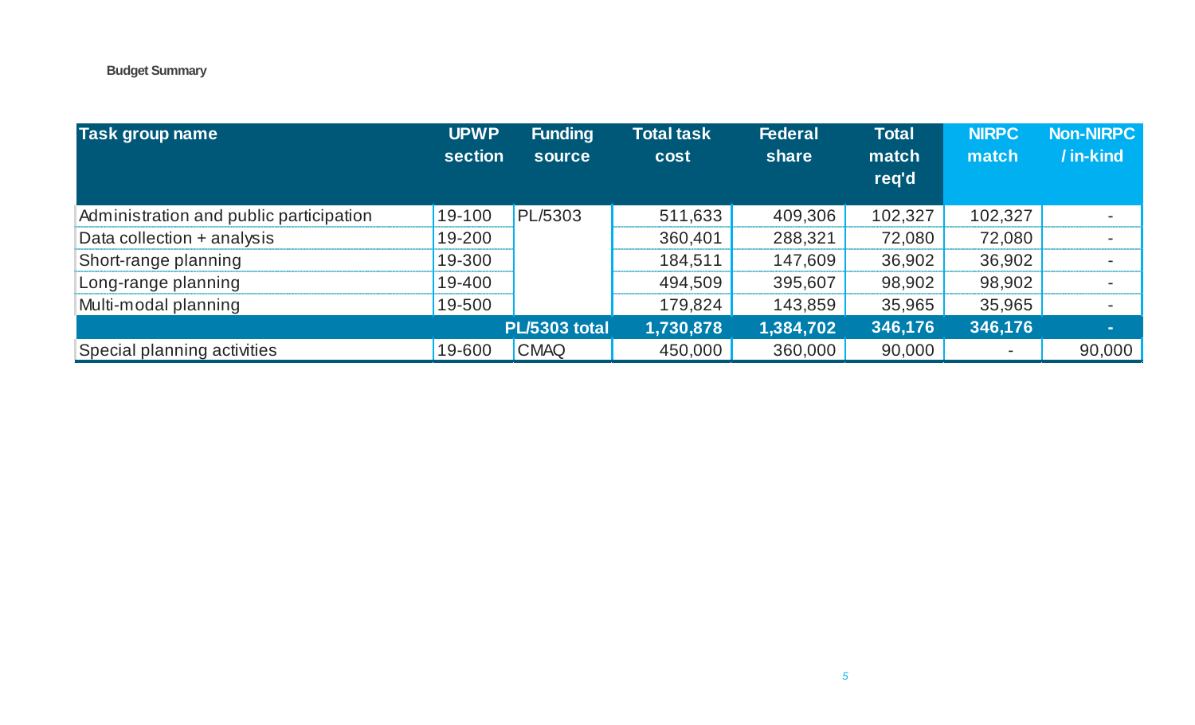**Budget Summary**

| Task group name | UPWP section | Funding source | Total task cost | Federal share | Total match req'd | NIRPC match | Non-NIRPC / in-kind |
|---|---|---|---|---|---|---|---|
| Administration and public participation | 19-100 | PL/5303 | 511,633 | 409,306 | 102,327 | 102,327 | - |
| Data collection + analysis | 19-200 | | 360,401 | 288,321 | 72,080 | 72,080 | - |
| Short-range planning | 19-300 | | 184,511 | 147,609 | 36,902 | 36,902 | - |
| Long-range planning | 19-400 | | 494,509 | 395,607 | 98,902 | 98,902 | - |
| Multi-modal planning | 19-500 | | 179,824 | 143,859 | 35,965 | 35,965 | - |
| | | **PL/5303 total** | **1,730,878** | **1,384,702** | **346,176** | **346,176** | **-** |
| Special planning activities | 19-600 | CMAQ | 450,000 | 360,000 | 90,000 | - | 90,000 |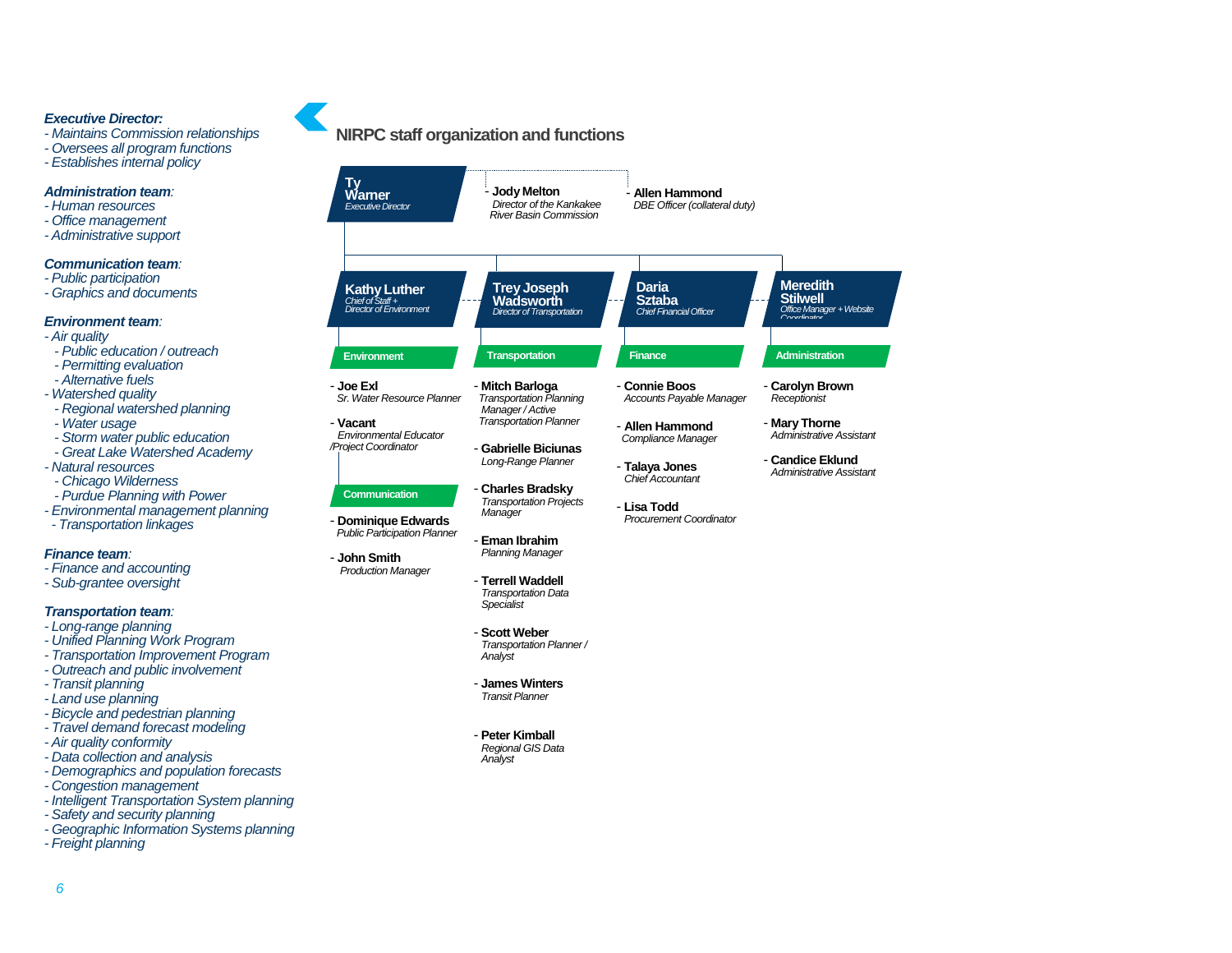***Executive Director:***
- *Maintains Commission relationships*
- *Oversees all program functions*
- *Establishes internal policy*

***Administration team:***
- *Human resources*
- *Office management*
- *Administrative support*

***Communication team:***
- *Public participation*
- *Graphics and documents*

***Environment team:***
- *Air quality*
  - *Public education / outreach*
  - *Permitting evaluation*
  - *Alternative fuels*
- *Watershed quality*
  - *Regional watershed planning*
  - *Water usage*
  - *Storm water public education*
  - *Great Lake Watershed Academy*
- *Natural resources*
  - *Chicago Wilderness*
  - *Purdue Planning with Power*
- *Environmental management planning*
  - *Transportation linkages*

***Finance team:***
- *Finance and accounting*
- *Sub-grantee oversight*

***Transportation team:***
- *Long-range planning*
- *Unified Planning Work Program*
- *Transportation Improvement Program*
- *Outreach and public involvement*
- *Transit planning*
- *Land use planning*
- *Bicycle and pedestrian planning*
- *Travel demand forecast modeling*
- *Air quality conformity*
- *Data collection and analysis*
- *Demographics and population forecasts*
- *Congestion management*
- *Intelligent Transportation System planning*
- *Safety and security planning*
- *Geographic Information Systems planning*
- *Freight planning*

# NIRPC staff organization and functions

**Ty Warner** — *Executive Director*

- **Jody Melton** — *Director of the Kankakee River Basin Commission*
- **Allen Hammond** — *DBE Officer (collateral duty)*

**Kathy Luther** — *Chief of Staff + Director of Environment*

**Environment**
- **Joe Exl** — *Sr. Water Resource Planner*
- **Vacant** — *Environmental Educator /Project Coordinator*

**Communication**
- **Dominique Edwards** — *Public Participation Planner*
- **John Smith** — *Production Manager*

**Trey Joseph Wadsworth** — *Director of Transportation*

**Transportation**
- **Mitch Barloga** — *Transportation Planning Manager / Active Transportation Planner*
- **Gabrielle Biciunas** — *Long-Range Planner*
- **Charles Bradsky** — *Transportation Projects Manager*
- **Eman Ibrahim** — *Planning Manager*
- **Terrell Waddell** — *Transportation Data Specialist*
- **Scott Weber** — *Transportation Planner / Analyst*
- **James Winters** — *Transit Planner*
- **Peter Kimball** — *Regional GIS Data Analyst*

**Daria Sztaba** — *Chief Financial Officer*

**Finance**
- **Connie Boos** — *Accounts Payable Manager*
- **Allen Hammond** — *Compliance Manager*
- **Talaya Jones** — *Chief Accountant*
- **Lisa Todd** — *Procurement Coordinator*

**Meredith Stilwell** — *Office Manager + Website Coordinator*

**Administration**
- **Carolyn Brown** — *Receptionist*
- **Mary Thorne** — *Administrative Assistant*
- **Candice Eklund** — *Administrative Assistant*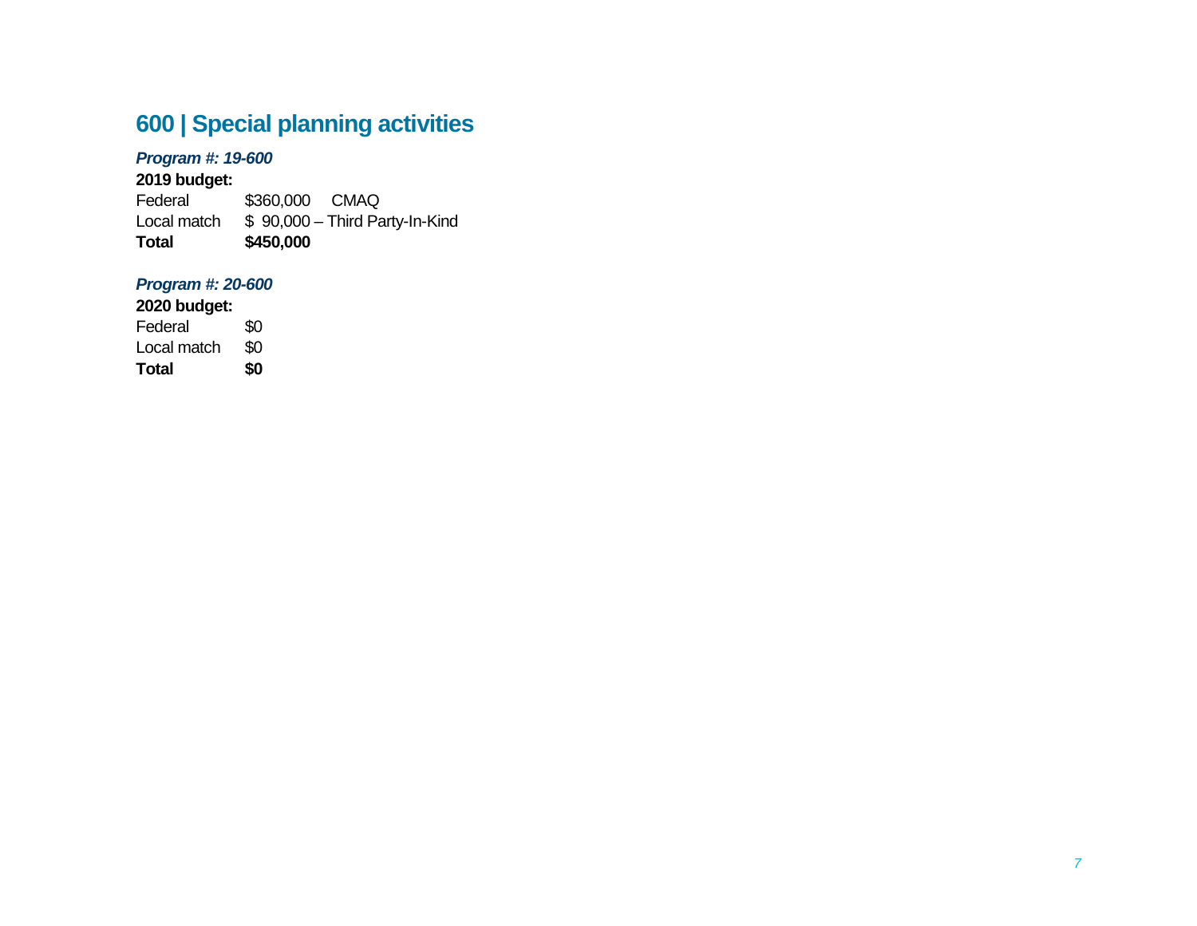## 600 | Special planning activities

***Program #: 19-600***

**2019 budget:**

Federal $360,000 CMAQ
Local match $ 90,000 – Third Party-In-Kind
**Total** **$450,000**

***Program #: 20-600***

**2020 budget:**

Federal $0
Local match $0
**Total** **$0**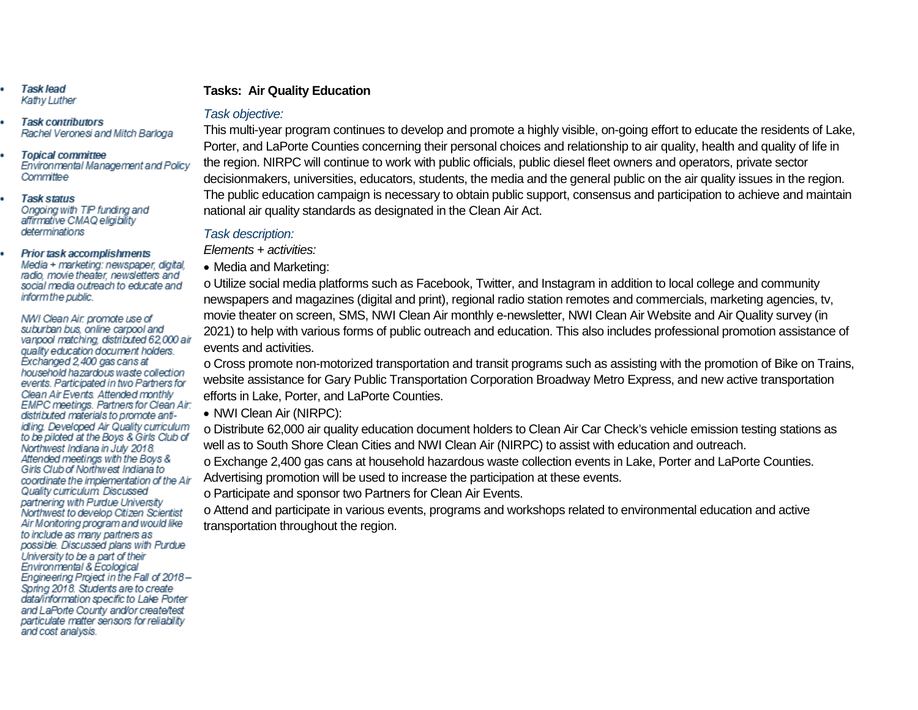- ***Task lead***
  *Kathy Luther*

- ***Task contributors***
  *Rachel Veronesi and Mitch Barloga*

- ***Topical committee***
  *Environmental Management and Policy Committee*

- ***Task status***
  *Ongoing with TIP funding and affirmative CMAQ eligibility determinations*

- ***Prior task accomplishments***
  *Media + marketing: newspaper, digital, radio, movie theater, newsletters and social media outreach to educate and inform the public.*

  *NWI Clean Air: promote use of suburban bus, online carpool and vanpool matching, distributed 62,000 air quality education document holders. Exchanged 2,400 gas cans at household hazardous waste collection events. Participated in two Partners for Clean Air Events. Attended monthly EMPC meetings. Partners for Clean Air: distributed materials to promote anti-idling. Developed Air Quality curriculum to be piloted at the Boys & Girls Club of Northwest Indiana in July 2018. Attended meetings with the Boys & Girls Club of Northwest Indiana to coordinate the implementation of the Air Quality curriculum. Discussed partnering with Purdue University Northwest to develop Citizen Scientist Air Monitoring program and would like to include as many partners as possible. Discussed plans with Purdue University to be a part of their Environmental & Ecological Engineering Project in the Fall of 2018 – Spring 2018. Students are to create data/information specific to Lake Porter and LaPorte County and/or create/test particulate matter sensors for reliability and cost analysis.*

**Tasks: Air Quality Education**

*Task objective:*

This multi-year program continues to develop and promote a highly visible, on-going effort to educate the residents of Lake, Porter, and LaPorte Counties concerning their personal choices and relationship to air quality, health and quality of life in the region. NIRPC will continue to work with public officials, public diesel fleet owners and operators, private sector decisionmakers, universities, educators, students, the media and the general public on the air quality issues in the region. The public education campaign is necessary to obtain public support, consensus and participation to achieve and maintain national air quality standards as designated in the Clean Air Act.

*Task description:*

*Elements + activities:*

- Media and Marketing:
  - Utilize social media platforms such as Facebook, Twitter, and Instagram in addition to local college and community newspapers and magazines (digital and print), regional radio station remotes and commercials, marketing agencies, tv, movie theater on screen, SMS, NWI Clean Air monthly e-newsletter, NWI Clean Air Website and Air Quality survey (in 2021) to help with various forms of public outreach and education. This also includes professional promotion assistance of events and activities.
  - Cross promote non-motorized transportation and transit programs such as assisting with the promotion of Bike on Trains, website assistance for Gary Public Transportation Corporation Broadway Metro Express, and new active transportation efforts in Lake, Porter, and LaPorte Counties.
- NWI Clean Air (NIRPC):
  - Distribute 62,000 air quality education document holders to Clean Air Car Check's vehicle emission testing stations as well as to South Shore Clean Cities and NWI Clean Air (NIRPC) to assist with education and outreach.
  - Exchange 2,400 gas cans at household hazardous waste collection events in Lake, Porter and LaPorte Counties. Advertising promotion will be used to increase the participation at these events.
  - Participate and sponsor two Partners for Clean Air Events.
  - Attend and participate in various events, programs and workshops related to environmental education and active transportation throughout the region.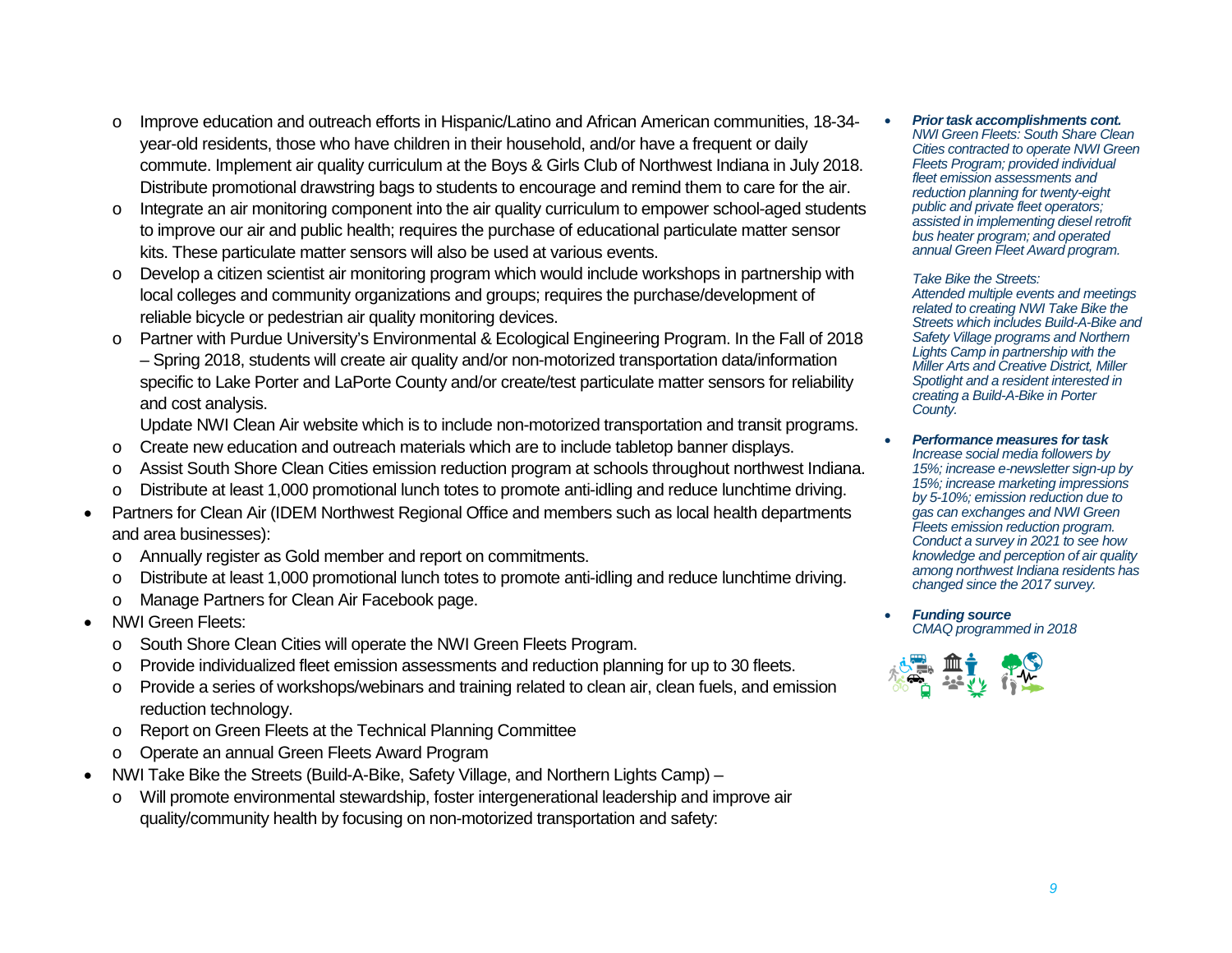- Improve education and outreach efforts in Hispanic/Latino and African American communities, 18-34-year-old residents, those who have children in their household, and/or have a frequent or daily commute. Implement air quality curriculum at the Boys & Girls Club of Northwest Indiana in July 2018. Distribute promotional drawstring bags to students to encourage and remind them to care for the air.
  - Integrate an air monitoring component into the air quality curriculum to empower school-aged students to improve our air and public health; requires the purchase of educational particulate matter sensor kits. These particulate matter sensors will also be used at various events.
  - Develop a citizen scientist air monitoring program which would include workshops in partnership with local colleges and community organizations and groups; requires the purchase/development of reliable bicycle or pedestrian air quality monitoring devices.
  - Partner with Purdue University's Environmental & Ecological Engineering Program. In the Fall of 2018 – Spring 2018, students will create air quality and/or non-motorized transportation data/information specific to Lake Porter and LaPorte County and/or create/test particulate matter sensors for reliability and cost analysis.

    Update NWI Clean Air website which is to include non-motorized transportation and transit programs.
  - Create new education and outreach materials which are to include tabletop banner displays.
  - Assist South Shore Clean Cities emission reduction program at schools throughout northwest Indiana.
  - Distribute at least 1,000 promotional lunch totes to promote anti-idling and reduce lunchtime driving.
- Partners for Clean Air (IDEM Northwest Regional Office and members such as local health departments and area businesses):
  - Annually register as Gold member and report on commitments.
  - Distribute at least 1,000 promotional lunch totes to promote anti-idling and reduce lunchtime driving.
  - Manage Partners for Clean Air Facebook page.
- NWI Green Fleets:
  - South Shore Clean Cities will operate the NWI Green Fleets Program.
  - Provide individualized fleet emission assessments and reduction planning for up to 30 fleets.
  - Provide a series of workshops/webinars and training related to clean air, clean fuels, and emission reduction technology.
  - Report on Green Fleets at the Technical Planning Committee
  - Operate an annual Green Fleets Award Program
- NWI Take Bike the Streets (Build-A-Bike, Safety Village, and Northern Lights Camp) –
  - Will promote environmental stewardship, foster intergenerational leadership and improve air quality/community health by focusing on non-motorized transportation and safety:

- ***Prior task accomplishments cont.***
  *NWI Green Fleets: South Share Clean Cities contracted to operate NWI Green Fleets Program; provided individual fleet emission assessments and reduction planning for twenty-eight public and private fleet operators; assisted in implementing diesel retrofit bus heater program; and operated annual Green Fleet Award program.*

  *Take Bike the Streets:*
  *Attended multiple events and meetings related to creating NWI Take Bike the Streets which includes Build-A-Bike and Safety Village programs and Northern Lights Camp in partnership with the Miller Arts and Creative District, Miller Spotlight and a resident interested in creating a Build-A-Bike in Porter County.*

- ***Performance measures for task***
  *Increase social media followers by 15%; increase e-newsletter sign-up by 15%; increase marketing impressions by 5-10%; emission reduction due to gas can exchanges and NWI Green Fleets emission reduction program. Conduct a survey in 2021 to see how knowledge and perception of air quality among northwest Indiana residents has changed since the 2017 survey.*

- ***Funding source***
  *CMAQ programmed in 2018*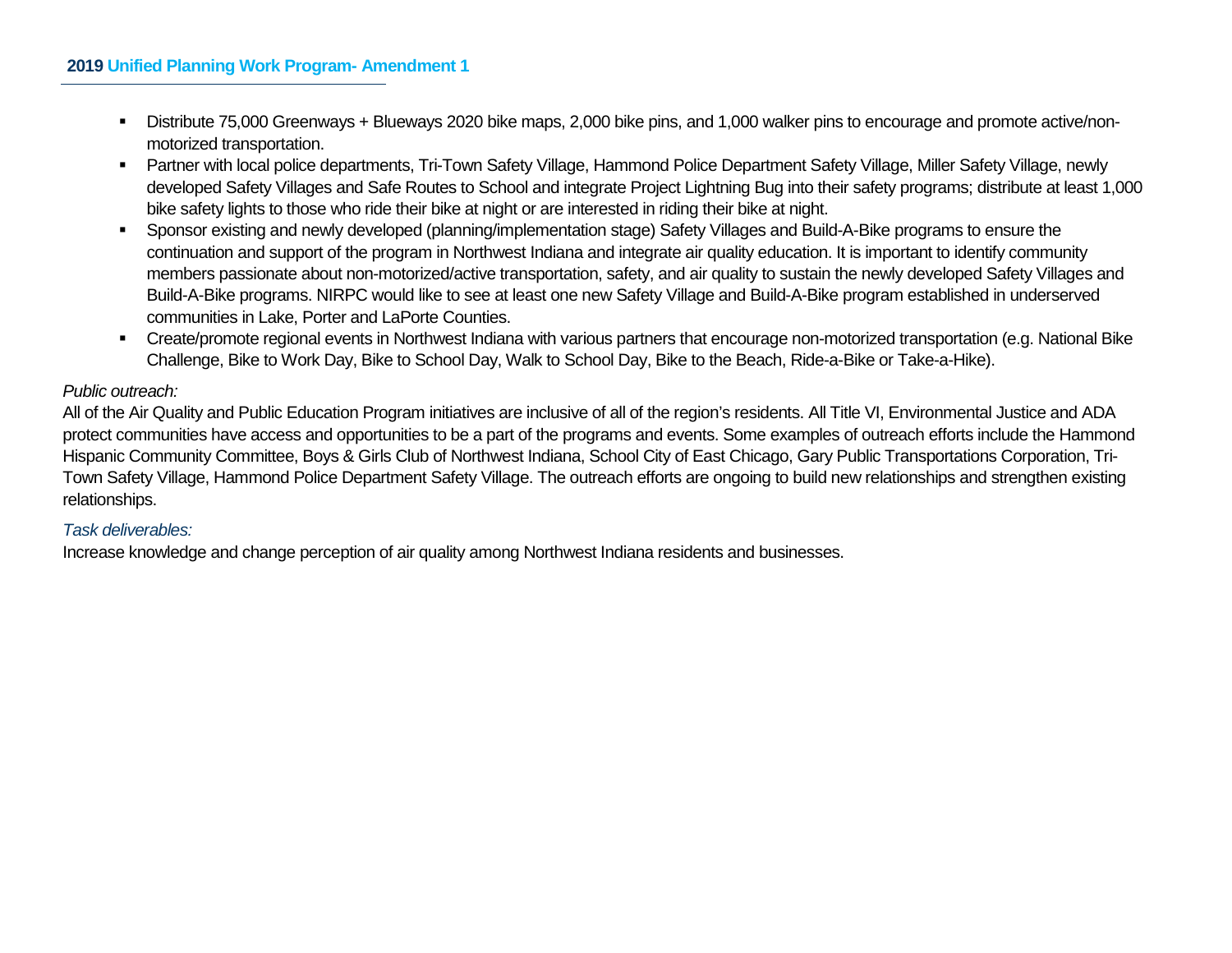- Distribute 75,000 Greenways + Blueways 2020 bike maps, 2,000 bike pins, and 1,000 walker pins to encourage and promote active/non-motorized transportation.
- Partner with local police departments, Tri-Town Safety Village, Hammond Police Department Safety Village, Miller Safety Village, newly developed Safety Villages and Safe Routes to School and integrate Project Lightning Bug into their safety programs; distribute at least 1,000 bike safety lights to those who ride their bike at night or are interested in riding their bike at night.
- Sponsor existing and newly developed (planning/implementation stage) Safety Villages and Build-A-Bike programs to ensure the continuation and support of the program in Northwest Indiana and integrate air quality education. It is important to identify community members passionate about non-motorized/active transportation, safety, and air quality to sustain the newly developed Safety Villages and Build-A-Bike programs. NIRPC would like to see at least one new Safety Village and Build-A-Bike program established in underserved communities in Lake, Porter and LaPorte Counties.
- Create/promote regional events in Northwest Indiana with various partners that encourage non-motorized transportation (e.g. National Bike Challenge, Bike to Work Day, Bike to School Day, Walk to School Day, Bike to the Beach, Ride-a-Bike or Take-a-Hike).

*Public outreach:*

All of the Air Quality and Public Education Program initiatives are inclusive of all of the region's residents. All Title VI, Environmental Justice and ADA protect communities have access and opportunities to be a part of the programs and events. Some examples of outreach efforts include the Hammond Hispanic Community Committee, Boys & Girls Club of Northwest Indiana, School City of East Chicago, Gary Public Transportations Corporation, Tri-Town Safety Village, Hammond Police Department Safety Village. The outreach efforts are ongoing to build new relationships and strengthen existing relationships.

*Task deliverables:*

Increase knowledge and change perception of air quality among Northwest Indiana residents and businesses.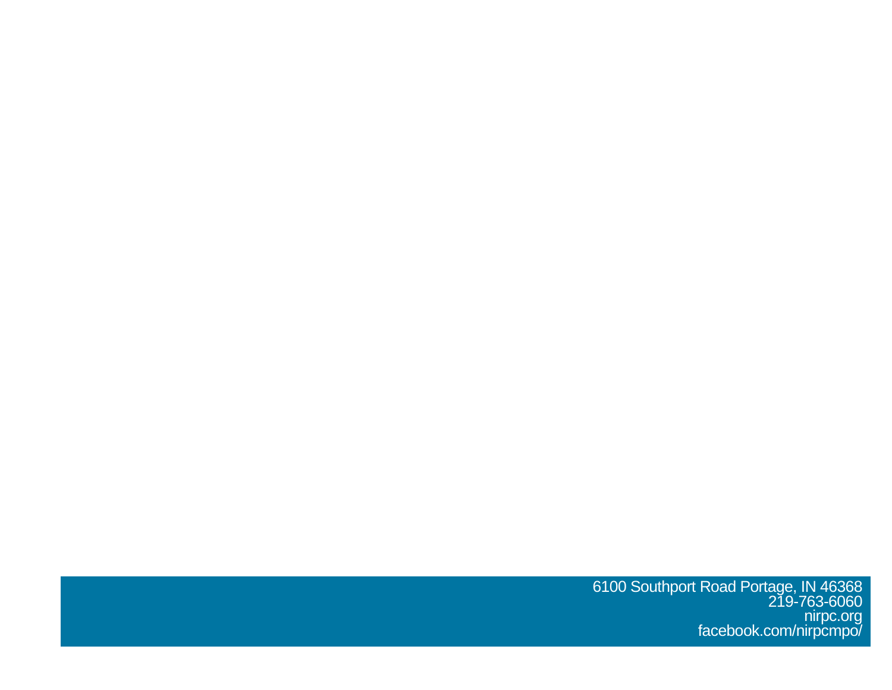6100 Southport Road Portage, IN 46368
219-763-6060
nirpc.org
facebook.com/nirpcmpo/